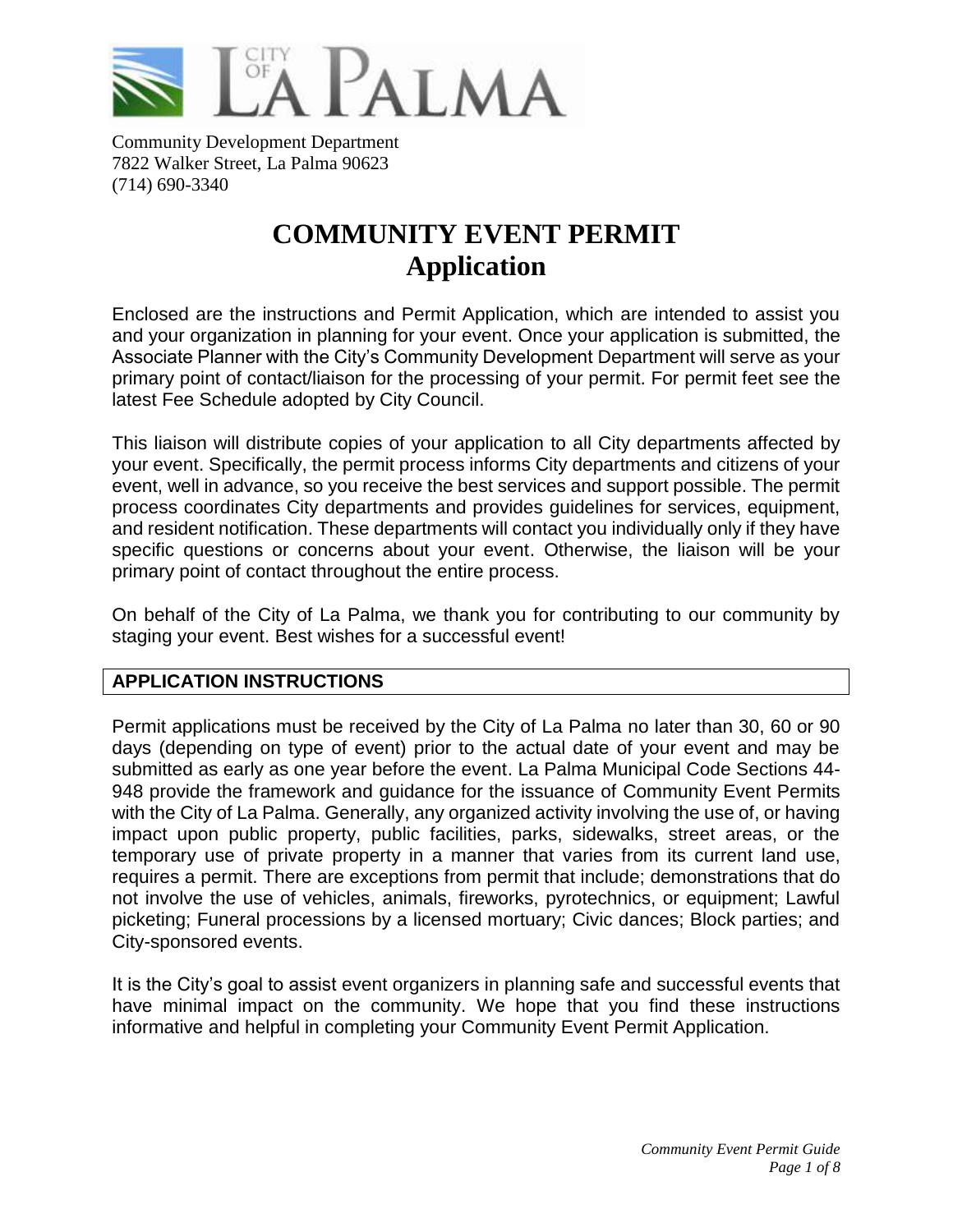Community Development Department
7822 Walker Street, La Palma 90623
(714) 690-3340

# COMMUNITY EVENT PERMIT
# Application

Enclosed are the instructions and Permit Application, which are intended to assist you and your organization in planning for your event. Once your application is submitted, the Associate Planner with the City's Community Development Department will serve as your primary point of contact/liaison for the processing of your permit. For permit feet see the latest Fee Schedule adopted by City Council.

This liaison will distribute copies of your application to all City departments affected by your event. Specifically, the permit process informs City departments and citizens of your event, well in advance, so you receive the best services and support possible. The permit process coordinates City departments and provides guidelines for services, equipment, and resident notification. These departments will contact you individually only if they have specific questions or concerns about your event. Otherwise, the liaison will be your primary point of contact throughout the entire process.

On behalf of the City of La Palma, we thank you for contributing to our community by staging your event. Best wishes for a successful event!

## APPLICATION INSTRUCTIONS

Permit applications must be received by the City of La Palma no later than 30, 60 or 90 days (depending on type of event) prior to the actual date of your event and may be submitted as early as one year before the event. La Palma Municipal Code Sections 44-948 provide the framework and guidance for the issuance of Community Event Permits with the City of La Palma. Generally, any organized activity involving the use of, or having impact upon public property, public facilities, parks, sidewalks, street areas, or the temporary use of private property in a manner that varies from its current land use, requires a permit. There are exceptions from permit that include; demonstrations that do not involve the use of vehicles, animals, fireworks, pyrotechnics, or equipment; Lawful picketing; Funeral processions by a licensed mortuary; Civic dances; Block parties; and City-sponsored events.

It is the City's goal to assist event organizers in planning safe and successful events that have minimal impact on the community. We hope that you find these instructions informative and helpful in completing your Community Event Permit Application.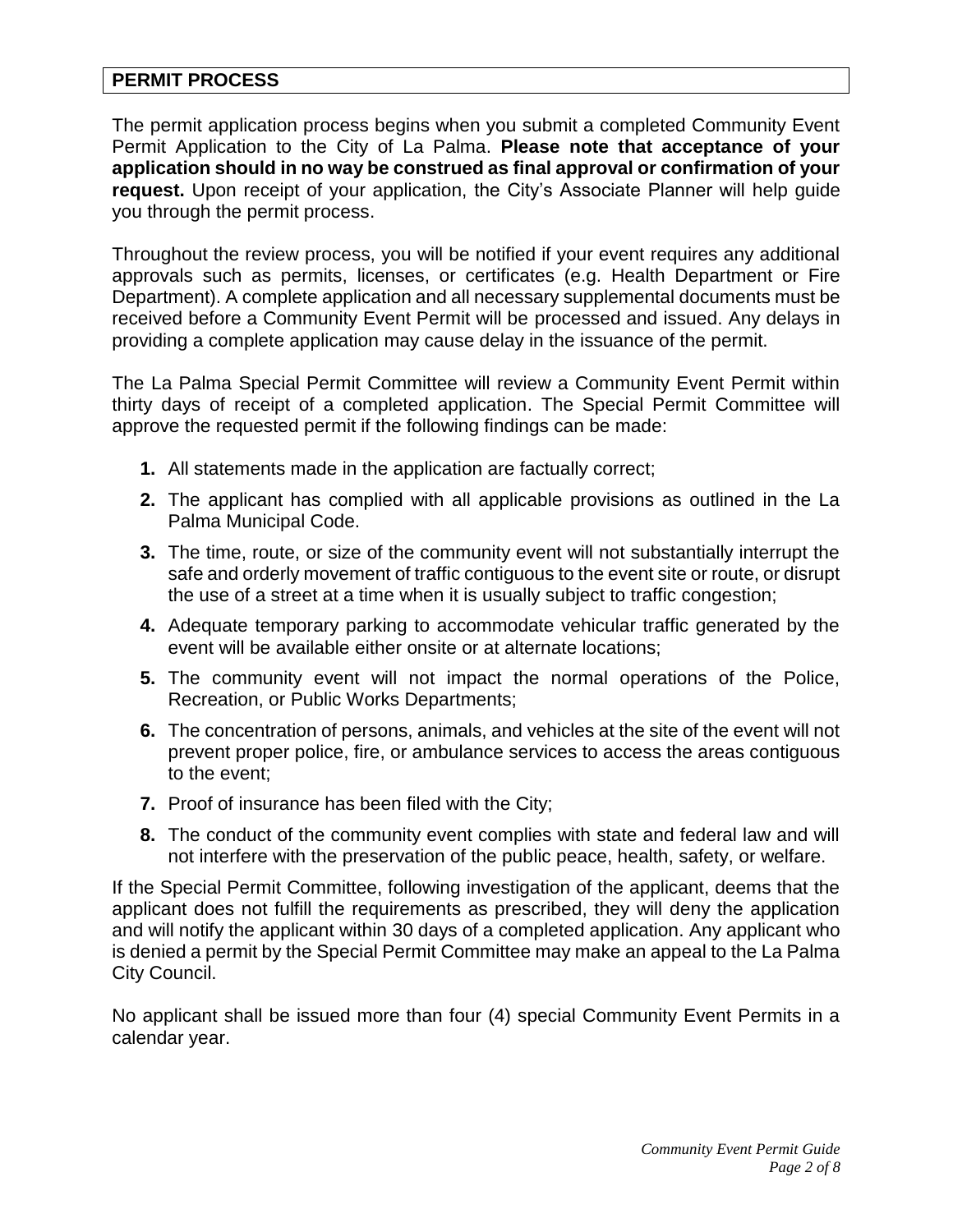## PERMIT PROCESS

The permit application process begins when you submit a completed Community Event Permit Application to the City of La Palma. **Please note that acceptance of your application should in no way be construed as final approval or confirmation of your request.** Upon receipt of your application, the City's Associate Planner will help guide you through the permit process.

Throughout the review process, you will be notified if your event requires any additional approvals such as permits, licenses, or certificates (e.g. Health Department or Fire Department). A complete application and all necessary supplemental documents must be received before a Community Event Permit will be processed and issued. Any delays in providing a complete application may cause delay in the issuance of the permit.

The La Palma Special Permit Committee will review a Community Event Permit within thirty days of receipt of a completed application. The Special Permit Committee will approve the requested permit if the following findings can be made:

1. All statements made in the application are factually correct;
2. The applicant has complied with all applicable provisions as outlined in the La Palma Municipal Code.
3. The time, route, or size of the community event will not substantially interrupt the safe and orderly movement of traffic contiguous to the event site or route, or disrupt the use of a street at a time when it is usually subject to traffic congestion;
4. Adequate temporary parking to accommodate vehicular traffic generated by the event will be available either onsite or at alternate locations;
5. The community event will not impact the normal operations of the Police, Recreation, or Public Works Departments;
6. The concentration of persons, animals, and vehicles at the site of the event will not prevent proper police, fire, or ambulance services to access the areas contiguous to the event;
7. Proof of insurance has been filed with the City;
8. The conduct of the community event complies with state and federal law and will not interfere with the preservation of the public peace, health, safety, or welfare.

If the Special Permit Committee, following investigation of the applicant, deems that the applicant does not fulfill the requirements as prescribed, they will deny the application and will notify the applicant within 30 days of a completed application. Any applicant who is denied a permit by the Special Permit Committee may make an appeal to the La Palma City Council.

No applicant shall be issued more than four (4) special Community Event Permits in a calendar year.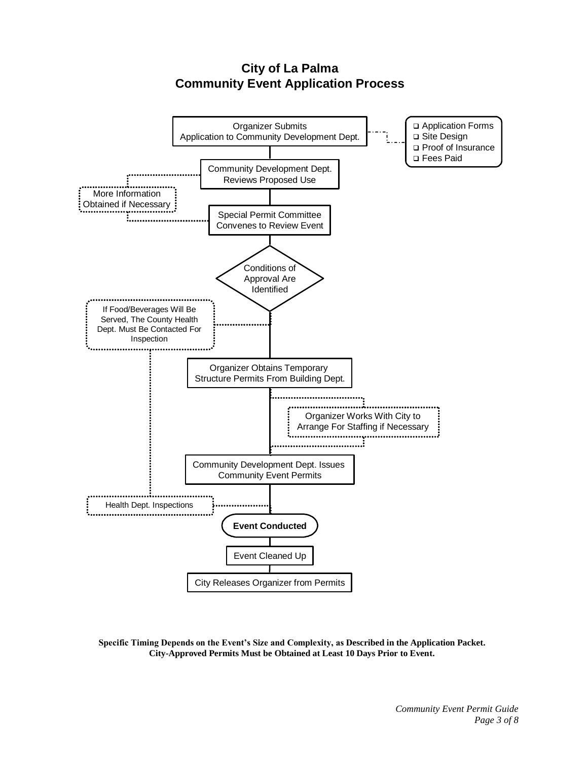# City of La Palma
# Community Event Application Process

Organizer Submits Application to Community Development Dept.

- Application Forms
- Site Design
- Proof of Insurance
- Fees Paid

Community Development Dept. Reviews Proposed Use

More Information Obtained if Necessary

Special Permit Committee Convenes to Review Event

Conditions of Approval Are Identified

If Food/Beverages Will Be Served, The County Health Dept. Must Be Contacted For Inspection

Organizer Obtains Temporary Structure Permits From Building Dept.

Organizer Works With City to Arrange For Staffing if Necessary

Community Development Dept. Issues Community Event Permits

Health Dept. Inspections

**Event Conducted**

Event Cleaned Up

City Releases Organizer from Permits

**Specific Timing Depends on the Event's Size and Complexity, as Described in the Application Packet.**
**City-Approved Permits Must be Obtained at Least 10 Days Prior to Event.**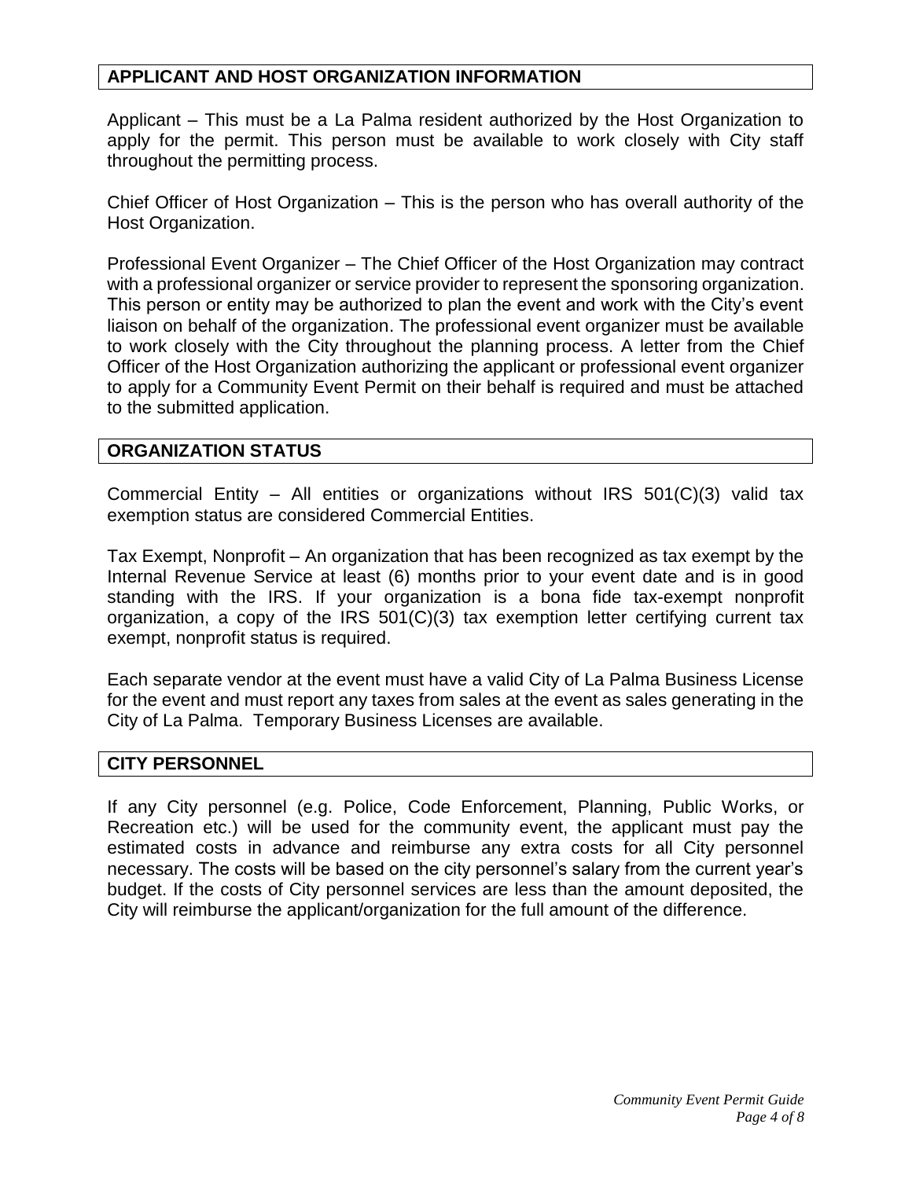## APPLICANT AND HOST ORGANIZATION INFORMATION

Applicant – This must be a La Palma resident authorized by the Host Organization to apply for the permit. This person must be available to work closely with City staff throughout the permitting process.

Chief Officer of Host Organization – This is the person who has overall authority of the Host Organization.

Professional Event Organizer – The Chief Officer of the Host Organization may contract with a professional organizer or service provider to represent the sponsoring organization. This person or entity may be authorized to plan the event and work with the City's event liaison on behalf of the organization. The professional event organizer must be available to work closely with the City throughout the planning process. A letter from the Chief Officer of the Host Organization authorizing the applicant or professional event organizer to apply for a Community Event Permit on their behalf is required and must be attached to the submitted application.

## ORGANIZATION STATUS

Commercial Entity – All entities or organizations without IRS 501(C)(3) valid tax exemption status are considered Commercial Entities.

Tax Exempt, Nonprofit – An organization that has been recognized as tax exempt by the Internal Revenue Service at least (6) months prior to your event date and is in good standing with the IRS. If your organization is a bona fide tax-exempt nonprofit organization, a copy of the IRS 501(C)(3) tax exemption letter certifying current tax exempt, nonprofit status is required.

Each separate vendor at the event must have a valid City of La Palma Business License for the event and must report any taxes from sales at the event as sales generating in the City of La Palma. Temporary Business Licenses are available.

## CITY PERSONNEL

If any City personnel (e.g. Police, Code Enforcement, Planning, Public Works, or Recreation etc.) will be used for the community event, the applicant must pay the estimated costs in advance and reimburse any extra costs for all City personnel necessary. The costs will be based on the city personnel's salary from the current year's budget. If the costs of City personnel services are less than the amount deposited, the City will reimburse the applicant/organization for the full amount of the difference.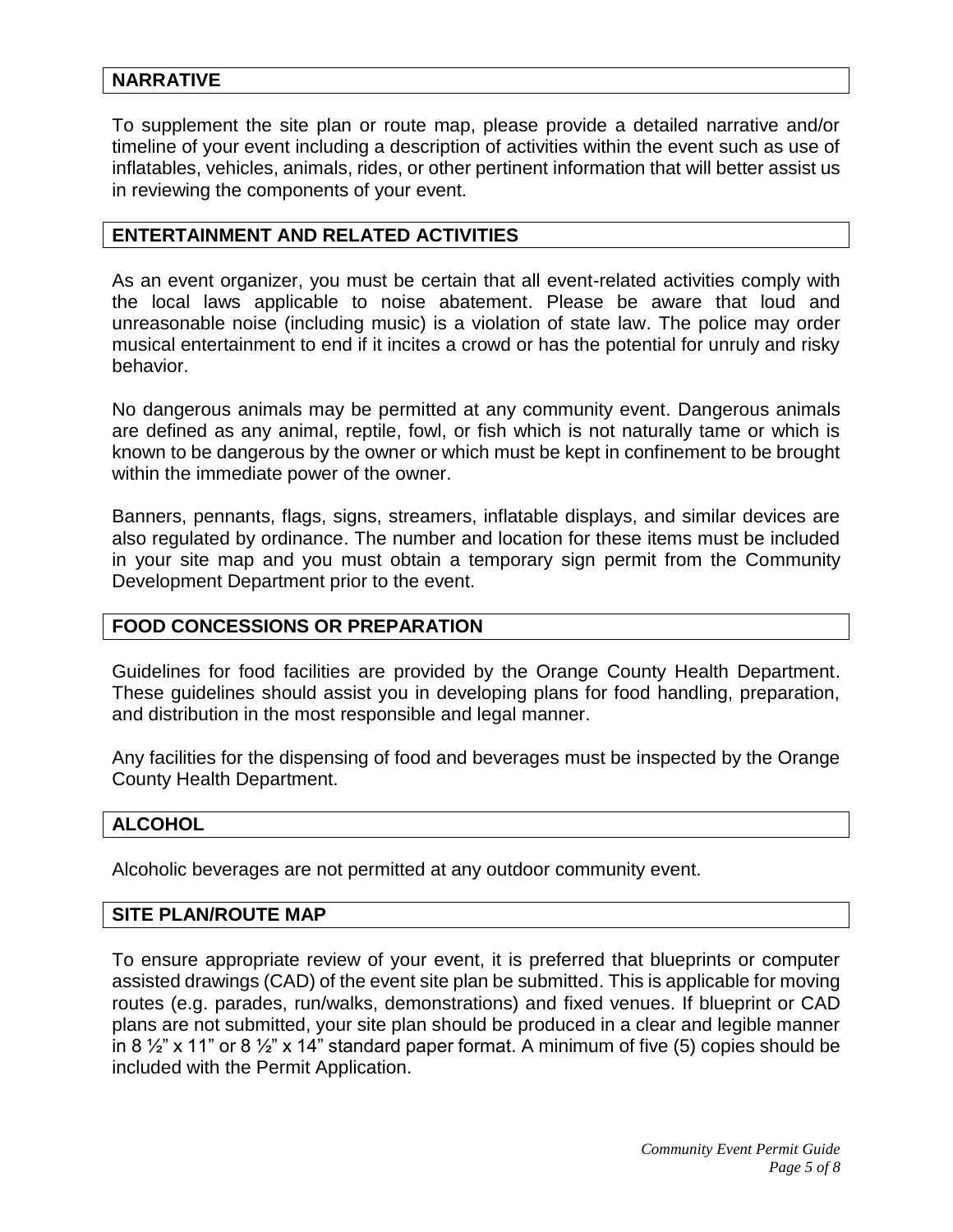## NARRATIVE

To supplement the site plan or route map, please provide a detailed narrative and/or timeline of your event including a description of activities within the event such as use of inflatables, vehicles, animals, rides, or other pertinent information that will better assist us in reviewing the components of your event.

## ENTERTAINMENT AND RELATED ACTIVITIES

As an event organizer, you must be certain that all event-related activities comply with the local laws applicable to noise abatement. Please be aware that loud and unreasonable noise (including music) is a violation of state law. The police may order musical entertainment to end if it incites a crowd or has the potential for unruly and risky behavior.

No dangerous animals may be permitted at any community event. Dangerous animals are defined as any animal, reptile, fowl, or fish which is not naturally tame or which is known to be dangerous by the owner or which must be kept in confinement to be brought within the immediate power of the owner.

Banners, pennants, flags, signs, streamers, inflatable displays, and similar devices are also regulated by ordinance. The number and location for these items must be included in your site map and you must obtain a temporary sign permit from the Community Development Department prior to the event.

## FOOD CONCESSIONS OR PREPARATION

Guidelines for food facilities are provided by the Orange County Health Department. These guidelines should assist you in developing plans for food handling, preparation, and distribution in the most responsible and legal manner.

Any facilities for the dispensing of food and beverages must be inspected by the Orange County Health Department.

## ALCOHOL

Alcoholic beverages are not permitted at any outdoor community event.

## SITE PLAN/ROUTE MAP

To ensure appropriate review of your event, it is preferred that blueprints or computer assisted drawings (CAD) of the event site plan be submitted. This is applicable for moving routes (e.g. parades, run/walks, demonstrations) and fixed venues. If blueprint or CAD plans are not submitted, your site plan should be produced in a clear and legible manner in 8 ½" x 11" or 8 ½" x 14" standard paper format. A minimum of five (5) copies should be included with the Permit Application.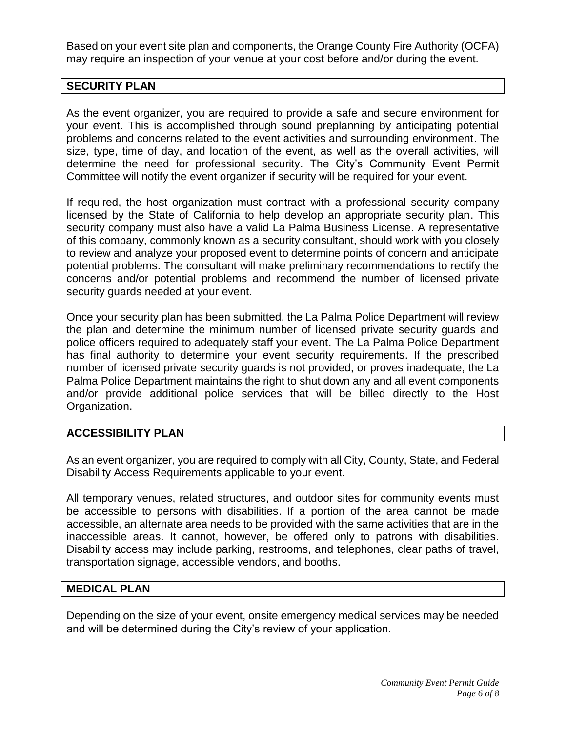Based on your event site plan and components, the Orange County Fire Authority (OCFA) may require an inspection of your venue at your cost before and/or during the event.

## SECURITY PLAN

As the event organizer, you are required to provide a safe and secure environment for your event. This is accomplished through sound preplanning by anticipating potential problems and concerns related to the event activities and surrounding environment. The size, type, time of day, and location of the event, as well as the overall activities, will determine the need for professional security. The City's Community Event Permit Committee will notify the event organizer if security will be required for your event.

If required, the host organization must contract with a professional security company licensed by the State of California to help develop an appropriate security plan. This security company must also have a valid La Palma Business License. A representative of this company, commonly known as a security consultant, should work with you closely to review and analyze your proposed event to determine points of concern and anticipate potential problems. The consultant will make preliminary recommendations to rectify the concerns and/or potential problems and recommend the number of licensed private security guards needed at your event.

Once your security plan has been submitted, the La Palma Police Department will review the plan and determine the minimum number of licensed private security guards and police officers required to adequately staff your event. The La Palma Police Department has final authority to determine your event security requirements. If the prescribed number of licensed private security guards is not provided, or proves inadequate, the La Palma Police Department maintains the right to shut down any and all event components and/or provide additional police services that will be billed directly to the Host Organization.

## ACCESSIBILITY PLAN

As an event organizer, you are required to comply with all City, County, State, and Federal Disability Access Requirements applicable to your event.

All temporary venues, related structures, and outdoor sites for community events must be accessible to persons with disabilities. If a portion of the area cannot be made accessible, an alternate area needs to be provided with the same activities that are in the inaccessible areas. It cannot, however, be offered only to patrons with disabilities. Disability access may include parking, restrooms, and telephones, clear paths of travel, transportation signage, accessible vendors, and booths.

## MEDICAL PLAN

Depending on the size of your event, onsite emergency medical services may be needed and will be determined during the City's review of your application.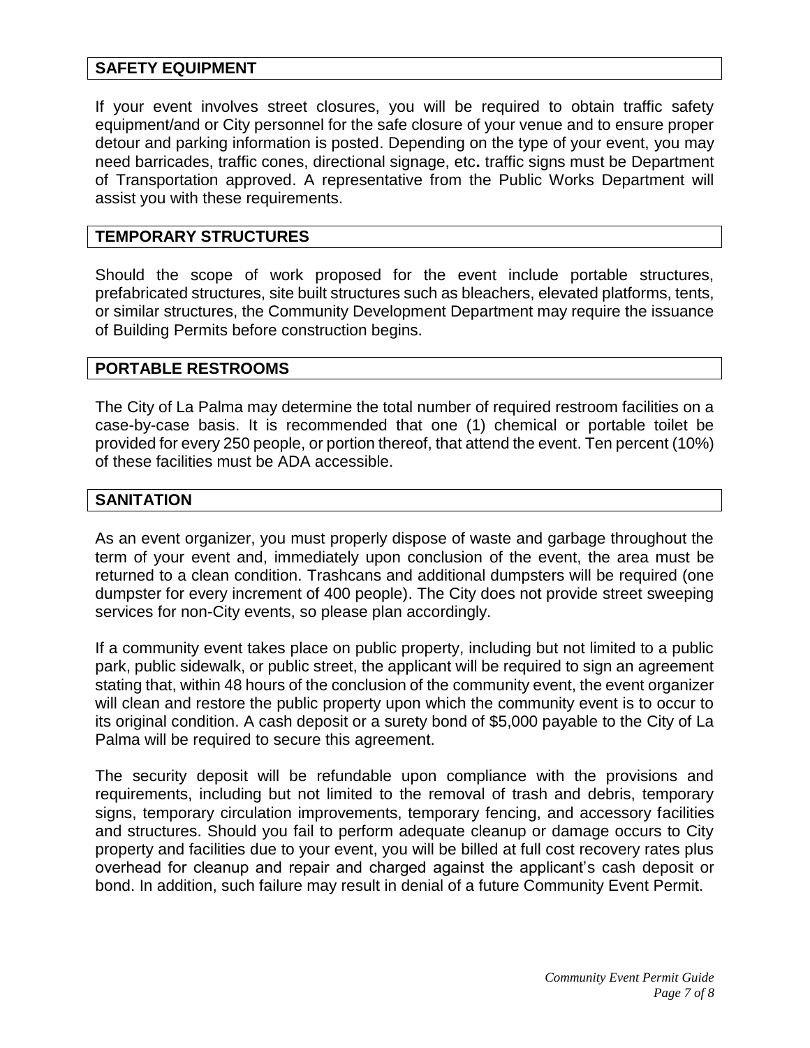## SAFETY EQUIPMENT

If your event involves street closures, you will be required to obtain traffic safety equipment/and or City personnel for the safe closure of your venue and to ensure proper detour and parking information is posted. Depending on the type of your event, you may need barricades, traffic cones, directional signage, etc**.** traffic signs must be Department of Transportation approved. A representative from the Public Works Department will assist you with these requirements.

## TEMPORARY STRUCTURES

Should the scope of work proposed for the event include portable structures, prefabricated structures, site built structures such as bleachers, elevated platforms, tents, or similar structures, the Community Development Department may require the issuance of Building Permits before construction begins.

## PORTABLE RESTROOMS

The City of La Palma may determine the total number of required restroom facilities on a case-by-case basis. It is recommended that one (1) chemical or portable toilet be provided for every 250 people, or portion thereof, that attend the event. Ten percent (10%) of these facilities must be ADA accessible.

## SANITATION

As an event organizer, you must properly dispose of waste and garbage throughout the term of your event and, immediately upon conclusion of the event, the area must be returned to a clean condition. Trashcans and additional dumpsters will be required (one dumpster for every increment of 400 people). The City does not provide street sweeping services for non-City events, so please plan accordingly.

If a community event takes place on public property, including but not limited to a public park, public sidewalk, or public street, the applicant will be required to sign an agreement stating that, within 48 hours of the conclusion of the community event, the event organizer will clean and restore the public property upon which the community event is to occur to its original condition. A cash deposit or a surety bond of $5,000 payable to the City of La Palma will be required to secure this agreement.

The security deposit will be refundable upon compliance with the provisions and requirements, including but not limited to the removal of trash and debris, temporary signs, temporary circulation improvements, temporary fencing, and accessory facilities and structures. Should you fail to perform adequate cleanup or damage occurs to City property and facilities due to your event, you will be billed at full cost recovery rates plus overhead for cleanup and repair and charged against the applicant's cash deposit or bond. In addition, such failure may result in denial of a future Community Event Permit.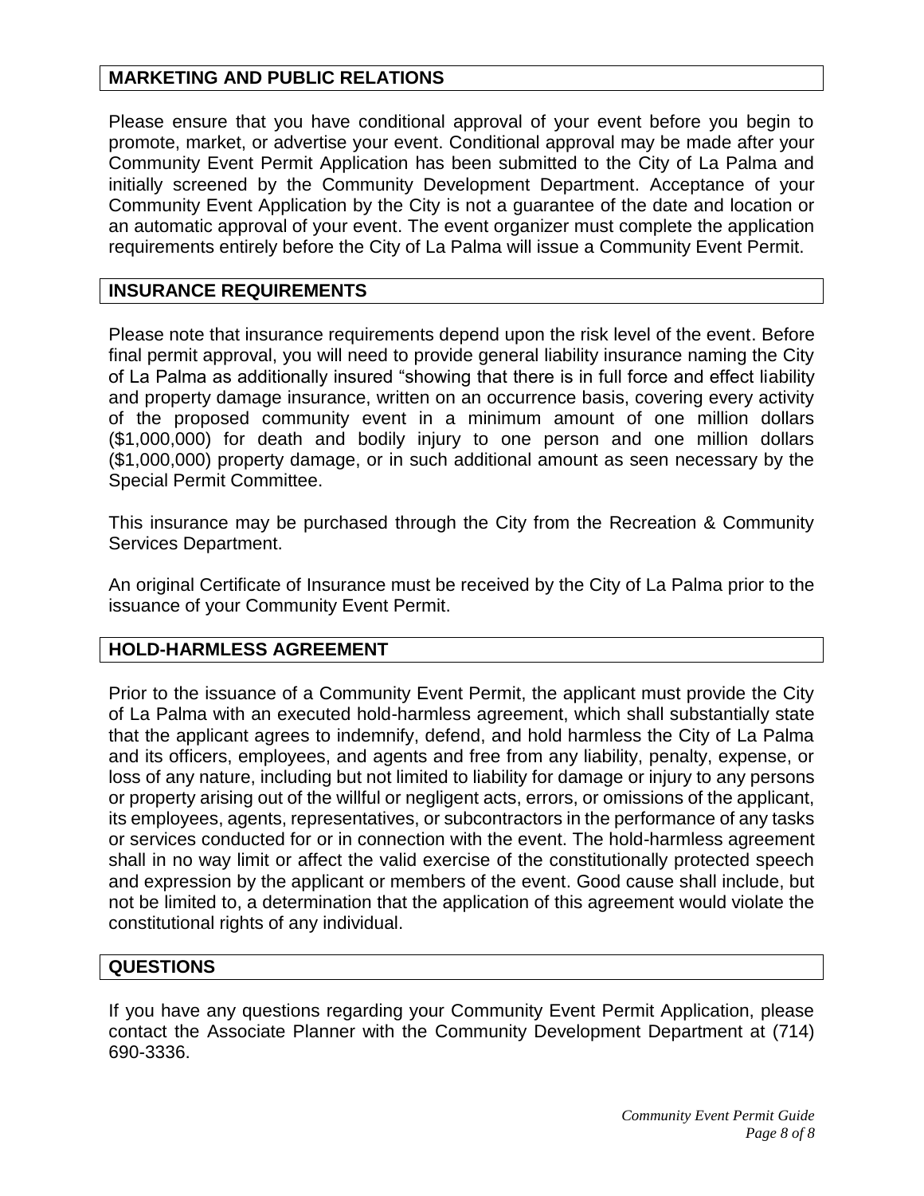## MARKETING AND PUBLIC RELATIONS

Please ensure that you have conditional approval of your event before you begin to promote, market, or advertise your event. Conditional approval may be made after your Community Event Permit Application has been submitted to the City of La Palma and initially screened by the Community Development Department. Acceptance of your Community Event Application by the City is not a guarantee of the date and location or an automatic approval of your event. The event organizer must complete the application requirements entirely before the City of La Palma will issue a Community Event Permit.

## INSURANCE REQUIREMENTS

Please note that insurance requirements depend upon the risk level of the event. Before final permit approval, you will need to provide general liability insurance naming the City of La Palma as additionally insured "showing that there is in full force and effect liability and property damage insurance, written on an occurrence basis, covering every activity of the proposed community event in a minimum amount of one million dollars ($1,000,000) for death and bodily injury to one person and one million dollars ($1,000,000) property damage, or in such additional amount as seen necessary by the Special Permit Committee.

This insurance may be purchased through the City from the Recreation & Community Services Department.

An original Certificate of Insurance must be received by the City of La Palma prior to the issuance of your Community Event Permit.

## HOLD-HARMLESS AGREEMENT

Prior to the issuance of a Community Event Permit, the applicant must provide the City of La Palma with an executed hold-harmless agreement, which shall substantially state that the applicant agrees to indemnify, defend, and hold harmless the City of La Palma and its officers, employees, and agents and free from any liability, penalty, expense, or loss of any nature, including but not limited to liability for damage or injury to any persons or property arising out of the willful or negligent acts, errors, or omissions of the applicant, its employees, agents, representatives, or subcontractors in the performance of any tasks or services conducted for or in connection with the event. The hold-harmless agreement shall in no way limit or affect the valid exercise of the constitutionally protected speech and expression by the applicant or members of the event. Good cause shall include, but not be limited to, a determination that the application of this agreement would violate the constitutional rights of any individual.

## QUESTIONS

If you have any questions regarding your Community Event Permit Application, please contact the Associate Planner with the Community Development Department at (714) 690-3336.